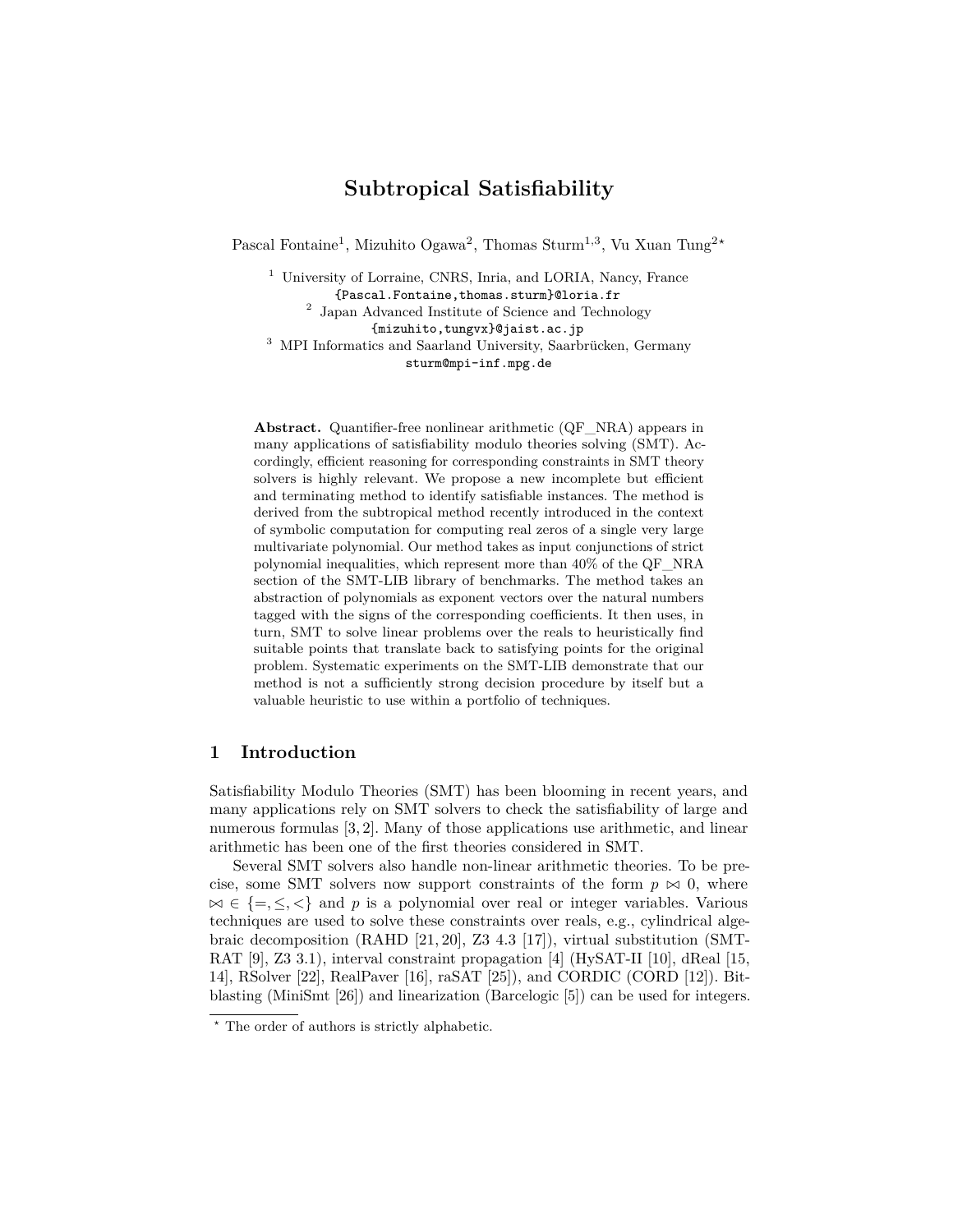# Subtropical Satisfiability

Pascal Fontaine[1], Mizuhito Ogawa[2], Thomas Sturm[1,3], Vu Xuan Tung[2]*

[1] University of Lorraine, CNRS, Inria, and LORIA, Nancy, France
{Pascal.Fontaine,thomas.sturm}@loria.fr
[2] Japan Advanced Institute of Science and Technology
{mizuhito,tungvx}@jaist.ac.jp
[3] MPI Informatics and Saarland University, Saarbrücken, Germany
sturm@mpi-inf.mpg.de

**Abstract.** Quantifier-free nonlinear arithmetic (QF_NRA) appears in many applications of satisfiability modulo theories solving (SMT). Accordingly, efficient reasoning for corresponding constraints in SMT theory solvers is highly relevant. We propose a new incomplete but efficient and terminating method to identify satisfiable instances. The method is derived from the subtropical method recently introduced in the context of symbolic computation for computing real zeros of a single very large multivariate polynomial. Our method takes as input conjunctions of strict polynomial inequalities, which represent more than 40% of the QF_NRA section of the SMT-LIB library of benchmarks. The method takes an abstraction of polynomials as exponent vectors over the natural numbers tagged with the signs of the corresponding coefficients. It then uses, in turn, SMT to solve linear problems over the reals to heuristically find suitable points that translate back to satisfying points for the original problem. Systematic experiments on the SMT-LIB demonstrate that our method is not a sufficiently strong decision procedure by itself but a valuable heuristic to use within a portfolio of techniques.

## 1 Introduction

Satisfiability Modulo Theories (SMT) has been blooming in recent years, and many applications rely on SMT solvers to check the satisfiability of large and numerous formulas [3, 2]. Many of those applications use arithmetic, and linear arithmetic has been one of the first theories considered in SMT.

Several SMT solvers also handle non-linear arithmetic theories. To be precise, some SMT solvers now support constraints of the form $p \bowtie 0$, where $\bowtie \in \{=, \leq, <\}$ and $p$ is a polynomial over real or integer variables. Various techniques are used to solve these constraints over reals, e.g., cylindrical algebraic decomposition (RAHD [21, 20], Z3 4.3 [17]), virtual substitution (SMT-RAT [9], Z3 3.1), interval constraint propagation [4] (HySAT-II [10], dReal [15, 14], RSolver [22], RealPaver [16], raSAT [25]), and CORDIC (CORD [12]). Bit-blasting (MiniSmt [26]) and linearization (Barcelogic [5]) can be used for integers.

* The order of authors is strictly alphabetic.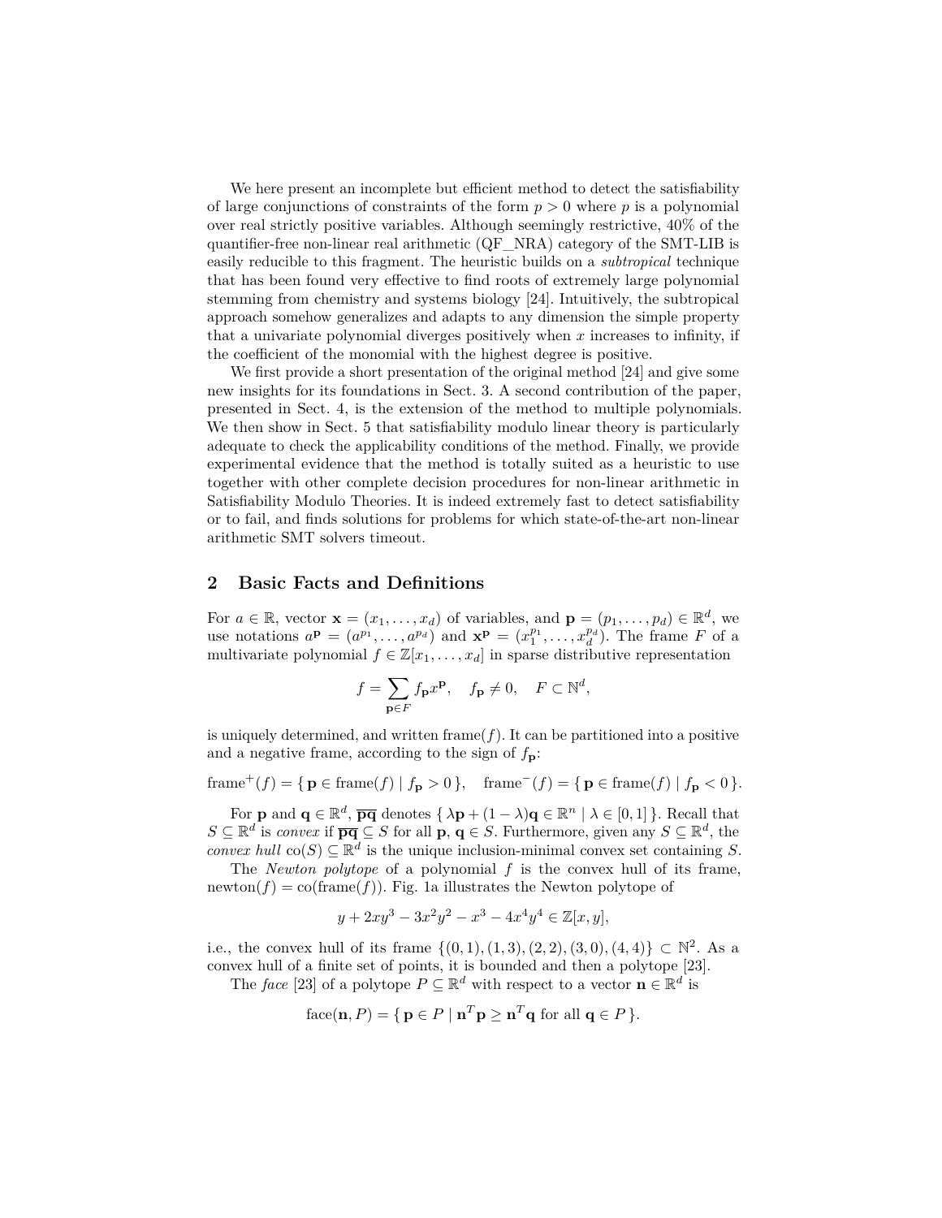We here present an incomplete but efficient method to detect the satisfiability of large conjunctions of constraints of the form $p > 0$ where $p$ is a polynomial over real strictly positive variables. Although seemingly restrictive, 40% of the quantifier-free non-linear real arithmetic (QF_NRA) category of the SMT-LIB is easily reducible to this fragment. The heuristic builds on a *subtropical* technique that has been found very effective to find roots of extremely large polynomial stemming from chemistry and systems biology [24]. Intuitively, the subtropical approach somehow generalizes and adapts to any dimension the simple property that a univariate polynomial diverges positively when $x$ increases to infinity, if the coefficient of the monomial with the highest degree is positive.

We first provide a short presentation of the original method [24] and give some new insights for its foundations in Sect. 3. A second contribution of the paper, presented in Sect. 4, is the extension of the method to multiple polynomials. We then show in Sect. 5 that satisfiability modulo linear theory is particularly adequate to check the applicability conditions of the method. Finally, we provide experimental evidence that the method is totally suited as a heuristic to use together with other complete decision procedures for non-linear arithmetic in Satisfiability Modulo Theories. It is indeed extremely fast to detect satisfiability or to fail, and finds solutions for problems for which state-of-the-art non-linear arithmetic SMT solvers timeout.

## 2 Basic Facts and Definitions

For $a \in \mathbb{R}$, vector $\mathbf{x} = (x_1, \dots, x_d)$ of variables, and $\mathbf{p} = (p_1, \dots, p_d) \in \mathbb{R}^d$, we use notations $a^{\mathbf{p}} = (a^{p_1}, \dots, a^{p_d})$ and $\mathbf{x}^{\mathbf{p}} = (x_1^{p_1}, \dots, x_d^{p_d})$. The frame $F$ of a multivariate polynomial $f \in \mathbb{Z}[x_1, \dots, x_d]$ in sparse distributive representation

$$f = \sum_{\mathbf{p} \in F} f_{\mathbf{p}} x^{\mathbf{p}}, \quad f_{\mathbf{p}} \neq 0, \quad F \subset \mathbb{N}^d,$$

is uniquely determined, and written frame$(f)$. It can be partitioned into a positive and a negative frame, according to the sign of $f_{\mathbf{p}}$:

$$\text{frame}^+(f) = \{\, \mathbf{p} \in \text{frame}(f) \mid f_{\mathbf{p}} > 0 \,\}, \quad \text{frame}^-(f) = \{\, \mathbf{p} \in \text{frame}(f) \mid f_{\mathbf{p}} < 0 \,\}.$$

For $\mathbf{p}$ and $\mathbf{q} \in \mathbb{R}^d$, $\overline{\mathbf{pq}}$ denotes $\{\, \lambda\mathbf{p} + (1-\lambda)\mathbf{q} \in \mathbb{R}^n \mid \lambda \in [0,1] \,\}$. Recall that $S \subseteq \mathbb{R}^d$ is *convex* if $\overline{\mathbf{pq}} \subseteq S$ for all $\mathbf{p}, \mathbf{q} \in S$. Furthermore, given any $S \subseteq \mathbb{R}^d$, the *convex hull* $\text{co}(S) \subseteq \mathbb{R}^d$ is the unique inclusion-minimal convex set containing $S$.

The *Newton polytope* of a polynomial $f$ is the convex hull of its frame, newton$(f) = \text{co}(\text{frame}(f))$. Fig. 1a illustrates the Newton polytope of

$$y + 2xy^3 - 3x^2y^2 - x^3 - 4x^4y^4 \in \mathbb{Z}[x, y],$$

i.e., the convex hull of its frame $\{(0,1), (1,3), (2,2), (3,0), (4,4)\} \subset \mathbb{N}^2$. As a convex hull of a finite set of points, it is bounded and then a polytope [23].

The *face* [23] of a polytope $P \subseteq \mathbb{R}^d$ with respect to a vector $\mathbf{n} \in \mathbb{R}^d$ is

$$\text{face}(\mathbf{n}, P) = \{\, \mathbf{p} \in P \mid \mathbf{n}^T\mathbf{p} \geq \mathbf{n}^T\mathbf{q} \text{ for all } \mathbf{q} \in P \,\}.$$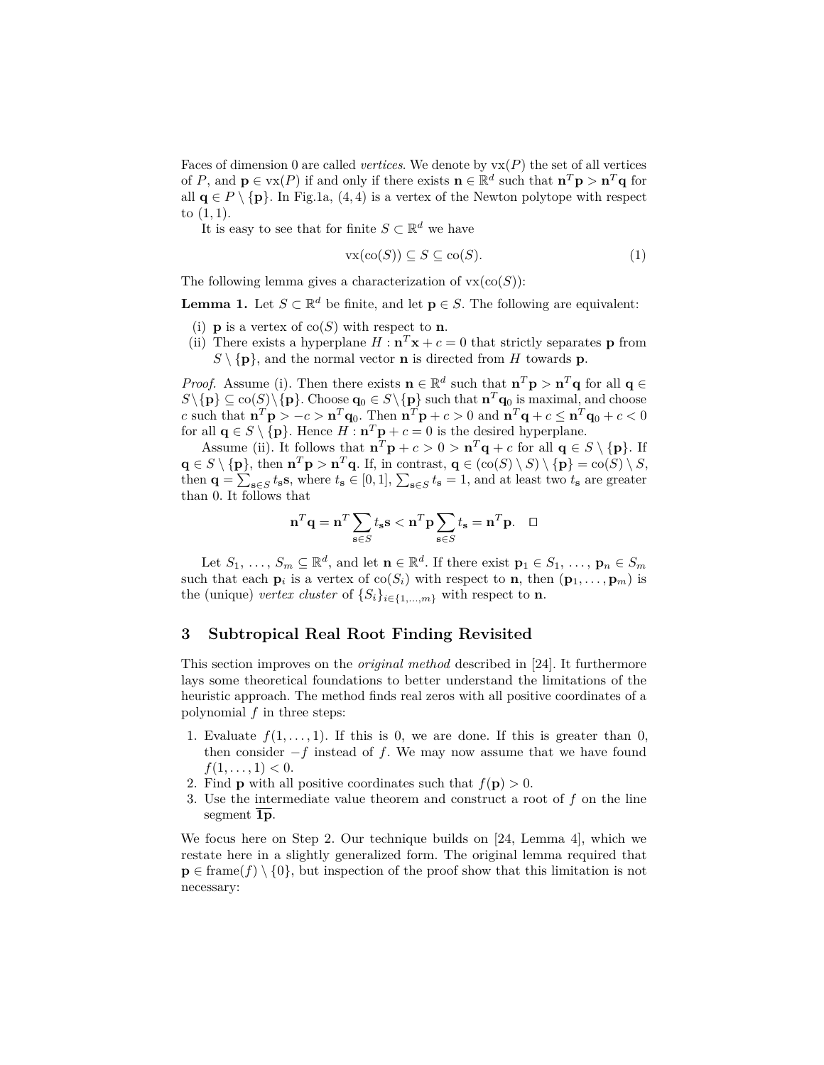Faces of dimension 0 are called *vertices*. We denote by $\mathrm{vx}(P)$ the set of all vertices of $P$, and $\mathbf{p} \in \mathrm{vx}(P)$ if and only if there exists $\mathbf{n} \in \mathbb{R}^d$ such that $\mathbf{n}^T\mathbf{p} > \mathbf{n}^T\mathbf{q}$ for all $\mathbf{q} \in P \setminus \{\mathbf{p}\}$. In Fig.1a, $(4, 4)$ is a vertex of the Newton polytope with respect to $(1, 1)$.

It is easy to see that for finite $S \subset \mathbb{R}^d$ we have

$$\mathrm{vx}(\mathrm{co}(S)) \subseteq S \subseteq \mathrm{co}(S). \tag{1}$$

The following lemma gives a characterization of $\mathrm{vx}(\mathrm{co}(S))$:

**Lemma 1.** Let $S \subset \mathbb{R}^d$ be finite, and let $\mathbf{p} \in S$. The following are equivalent:

(i) $\mathbf{p}$ is a vertex of $\mathrm{co}(S)$ with respect to $\mathbf{n}$.
(ii) There exists a hyperplane $H : \mathbf{n}^T\mathbf{x} + c = 0$ that strictly separates $\mathbf{p}$ from $S \setminus \{\mathbf{p}\}$, and the normal vector $\mathbf{n}$ is directed from $H$ towards $\mathbf{p}$.

*Proof.* Assume (i). Then there exists $\mathbf{n} \in \mathbb{R}^d$ such that $\mathbf{n}^T\mathbf{p} > \mathbf{n}^T\mathbf{q}$ for all $\mathbf{q} \in S\setminus\{\mathbf{p}\} \subseteq \mathrm{co}(S)\setminus\{\mathbf{p}\}$. Choose $\mathbf{q}_0 \in S\setminus\{\mathbf{p}\}$ such that $\mathbf{n}^T\mathbf{q}_0$ is maximal, and choose $c$ such that $\mathbf{n}^T\mathbf{p} > -c > \mathbf{n}^T\mathbf{q}_0$. Then $\mathbf{n}^T\mathbf{p} + c > 0$ and $\mathbf{n}^T\mathbf{q} + c \leq \mathbf{n}^T\mathbf{q}_0 + c < 0$ for all $\mathbf{q} \in S \setminus \{\mathbf{p}\}$. Hence $H : \mathbf{n}^T\mathbf{p} + c = 0$ is the desired hyperplane.

Assume (ii). It follows that $\mathbf{n}^T\mathbf{p} + c > 0 > \mathbf{n}^T\mathbf{q} + c$ for all $\mathbf{q} \in S \setminus \{\mathbf{p}\}$. If $\mathbf{q} \in S \setminus \{\mathbf{p}\}$, then $\mathbf{n}^T\mathbf{p} > \mathbf{n}^T\mathbf{q}$. If, in contrast, $\mathbf{q} \in (\mathrm{co}(S) \setminus S) \setminus \{\mathbf{p}\} = \mathrm{co}(S) \setminus S$, then $\mathbf{q} = \sum_{\mathbf{s}\in S} t_\mathbf{s}\mathbf{s}$, where $t_\mathbf{s} \in [0, 1]$, $\sum_{\mathbf{s}\in S} t_\mathbf{s} = 1$, and at least two $t_\mathbf{s}$ are greater than 0. It follows that

$$\mathbf{n}^T\mathbf{q} = \mathbf{n}^T\sum_{\mathbf{s}\in S} t_\mathbf{s}\mathbf{s} < \mathbf{n}^T\mathbf{p}\sum_{\mathbf{s}\in S} t_\mathbf{s} = \mathbf{n}^T\mathbf{p}. \quad \square$$

Let $S_1, \ldots, S_m \subseteq \mathbb{R}^d$, and let $\mathbf{n} \in \mathbb{R}^d$. If there exist $\mathbf{p}_1 \in S_1, \ldots, \mathbf{p}_n \in S_m$ such that each $\mathbf{p}_i$ is a vertex of $\mathrm{co}(S_i)$ with respect to $\mathbf{n}$, then $(\mathbf{p}_1, \ldots, \mathbf{p}_m)$ is the (unique) *vertex cluster* of $\{S_i\}_{i\in\{1,\ldots,m\}}$ with respect to $\mathbf{n}$.

## 3 Subtropical Real Root Finding Revisited

This section improves on the *original method* described in [24]. It furthermore lays some theoretical foundations to better understand the limitations of the heuristic approach. The method finds real zeros with all positive coordinates of a polynomial $f$ in three steps:

1. Evaluate $f(1, \ldots, 1)$. If this is 0, we are done. If this is greater than 0, then consider $-f$ instead of $f$. We may now assume that we have found $f(1, \ldots, 1) < 0$.
2. Find $\mathbf{p}$ with all positive coordinates such that $f(\mathbf{p}) > 0$.
3. Use the intermediate value theorem and construct a root of $f$ on the line segment $\overline{\mathbf{1p}}$.

We focus here on Step 2. Our technique builds on [24, Lemma 4], which we restate here in a slightly generalized form. The original lemma required that $\mathbf{p} \in \mathrm{frame}(f) \setminus \{0\}$, but inspection of the proof show that this limitation is not necessary: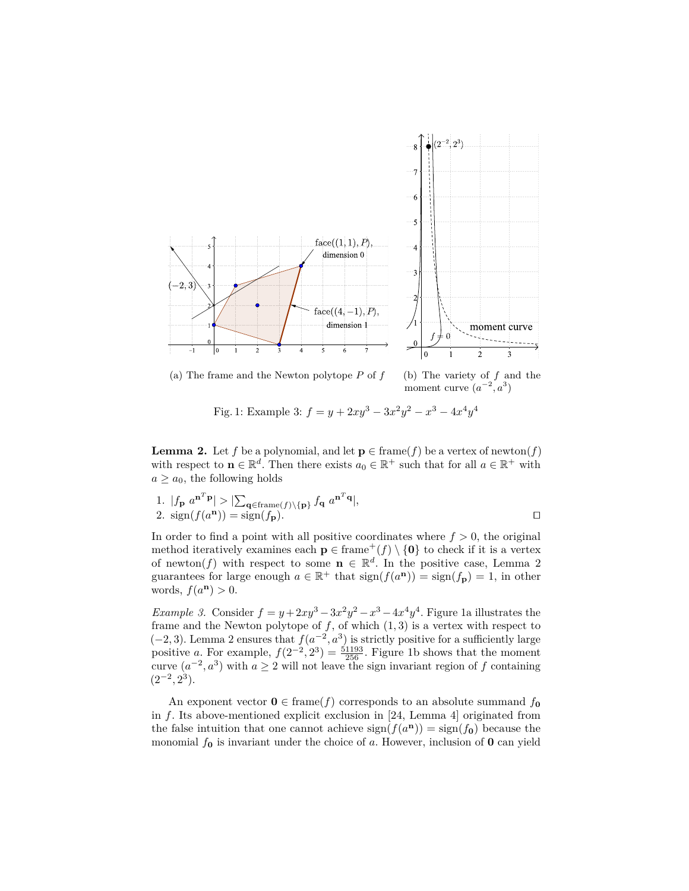(a) The frame and the Newton polytope $P$ of $f$

(b) The variety of $f$ and the moment curve $(a^{-2}, a^3)$

Fig. 1: Example 3: $f = y + 2xy^3 - 3x^2y^2 - x^3 - 4x^4y^4$

**Lemma 2.** Let $f$ be a polynomial, and let $\mathbf{p} \in \text{frame}(f)$ be a vertex of newton$(f)$ with respect to $\mathbf{n} \in \mathbb{R}^d$. Then there exists $a_0 \in \mathbb{R}^+$ such that for all $a \in \mathbb{R}^+$ with $a \geq a_0$, the following holds

1. $|f_{\mathbf{p}}\ a^{\mathbf{n}^T\mathbf{p}}| > |\sum_{\mathbf{q} \in \text{frame}(f) \setminus \{\mathbf{p}\}} f_{\mathbf{q}}\ a^{\mathbf{n}^T\mathbf{q}}|$,
2. $\text{sign}(f(a^{\mathbf{n}})) = \text{sign}(f_{\mathbf{p}})$. □

In order to find a point with all positive coordinates where $f > 0$, the original method iteratively examines each $\mathbf{p} \in \text{frame}^+(f) \setminus \{\mathbf{0}\}$ to check if it is a vertex of newton$(f)$ with respect to some $\mathbf{n} \in \mathbb{R}^d$. In the positive case, Lemma 2 guarantees for large enough $a \in \mathbb{R}^+$ that $\text{sign}(f(a^{\mathbf{n}})) = \text{sign}(f_{\mathbf{p}}) = 1$, in other words, $f(a^{\mathbf{n}}) > 0$.

*Example 3.* Consider $f = y + 2xy^3 - 3x^2y^2 - x^3 - 4x^4y^4$. Figure 1a illustrates the frame and the Newton polytope of $f$, of which $(1, 3)$ is a vertex with respect to $(-2, 3)$. Lemma 2 ensures that $f(a^{-2}, a^3)$ is strictly positive for a sufficiently large positive $a$. For example, $f(2^{-2}, 2^3) = \frac{51193}{256}$. Figure 1b shows that the moment curve $(a^{-2}, a^3)$ with $a \geq 2$ will not leave the sign invariant region of $f$ containing $(2^{-2}, 2^3)$.

An exponent vector $\mathbf{0} \in \text{frame}(f)$ corresponds to an absolute summand $f_{\mathbf{0}}$ in $f$. Its above-mentioned explicit exclusion in [24, Lemma 4] originated from the false intuition that one cannot achieve $\text{sign}(f(a^{\mathbf{n}})) = \text{sign}(f_{\mathbf{0}})$ because the monomial $f_{\mathbf{0}}$ is invariant under the choice of $a$. However, inclusion of $\mathbf{0}$ can yield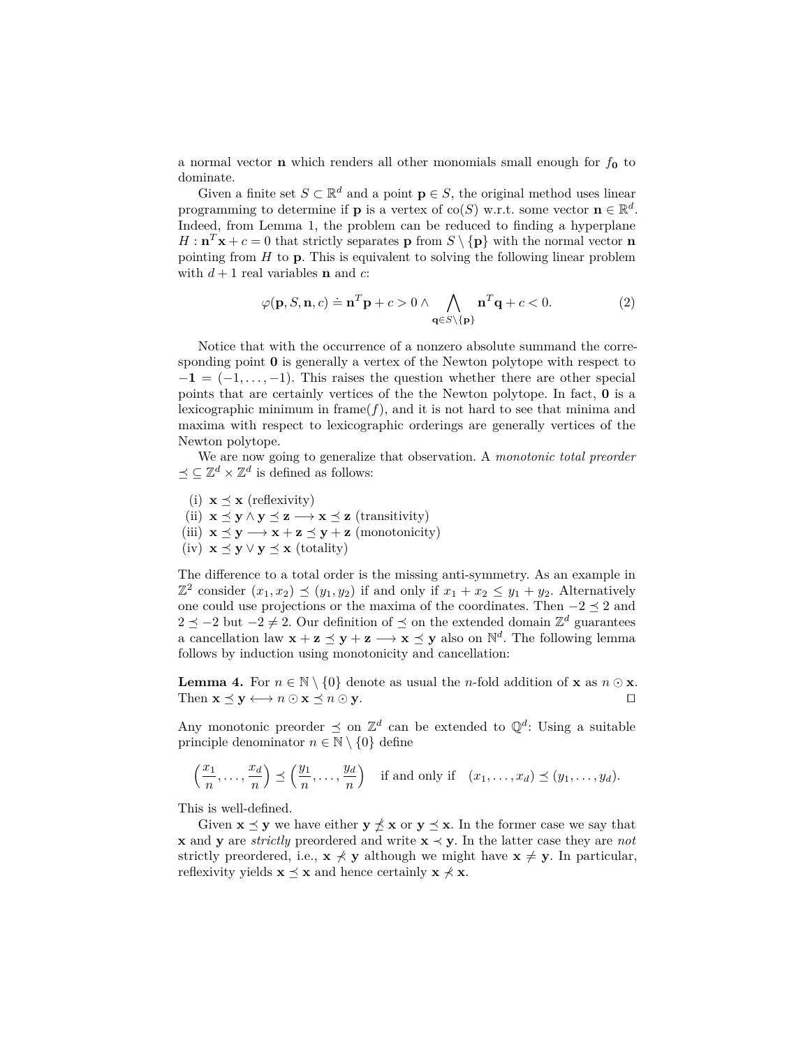a normal vector $\mathbf{n}$ which renders all other monomials small enough for $f_{\mathbf{0}}$ to dominate.

Given a finite set $S \subset \mathbb{R}^d$ and a point $\mathbf{p} \in S$, the original method uses linear programming to determine if $\mathbf{p}$ is a vertex of $\mathrm{co}(S)$ w.r.t. some vector $\mathbf{n} \in \mathbb{R}^d$. Indeed, from Lemma 1, the problem can be reduced to finding a hyperplane $H : \mathbf{n}^T\mathbf{x} + c = 0$ that strictly separates $\mathbf{p}$ from $S \setminus \{\mathbf{p}\}$ with the normal vector $\mathbf{n}$ pointing from $H$ to $\mathbf{p}$. This is equivalent to solving the following linear problem with $d + 1$ real variables $\mathbf{n}$ and $c$:

$$\varphi(\mathbf{p}, S, \mathbf{n}, c) \doteq \mathbf{n}^T\mathbf{p} + c > 0 \wedge \bigwedge_{\mathbf{q} \in S \setminus \{\mathbf{p}\}} \mathbf{n}^T\mathbf{q} + c < 0. \tag{2}$$

Notice that with the occurrence of a nonzero absolute summand the corresponding point $\mathbf{0}$ is generally a vertex of the Newton polytope with respect to $-\mathbf{1} = (-1, \dots, -1)$. This raises the question whether there are other special points that are certainly vertices of the the Newton polytope. In fact, $\mathbf{0}$ is a lexicographic minimum in $\mathrm{frame}(f)$, and it is not hard to see that minima and maxima with respect to lexicographic orderings are generally vertices of the Newton polytope.

We are now going to generalize that observation. A *monotonic total preorder* $\preceq \subseteq \mathbb{Z}^d \times \mathbb{Z}^d$ is defined as follows:

(i) $\mathbf{x} \preceq \mathbf{x}$ (reflexivity)
(ii) $\mathbf{x} \preceq \mathbf{y} \wedge \mathbf{y} \preceq \mathbf{z} \longrightarrow \mathbf{x} \preceq \mathbf{z}$ (transitivity)
(iii) $\mathbf{x} \preceq \mathbf{y} \longrightarrow \mathbf{x} + \mathbf{z} \preceq \mathbf{y} + \mathbf{z}$ (monotonicity)
(iv) $\mathbf{x} \preceq \mathbf{y} \vee \mathbf{y} \preceq \mathbf{x}$ (totality)

The difference to a total order is the missing anti-symmetry. As an example in $\mathbb{Z}^2$ consider $(x_1, x_2) \preceq (y_1, y_2)$ if and only if $x_1 + x_2 \leq y_1 + y_2$. Alternatively one could use projections or the maxima of the coordinates. Then $-2 \preceq 2$ and $2 \preceq -2$ but $-2 \neq 2$. Our definition of $\preceq$ on the extended domain $\mathbb{Z}^d$ guarantees a cancellation law $\mathbf{x} + \mathbf{z} \preceq \mathbf{y} + \mathbf{z} \longrightarrow \mathbf{x} \preceq \mathbf{y}$ also on $\mathbb{N}^d$. The following lemma follows by induction using monotonicity and cancellation:

**Lemma 4.** For $n \in \mathbb{N} \setminus \{0\}$ denote as usual the $n$-fold addition of $\mathbf{x}$ as $n \odot \mathbf{x}$. Then $\mathbf{x} \preceq \mathbf{y} \longleftrightarrow n \odot \mathbf{x} \preceq n \odot \mathbf{y}$. □

Any monotonic preorder $\preceq$ on $\mathbb{Z}^d$ can be extended to $\mathbb{Q}^d$: Using a suitable principle denominator $n \in \mathbb{N} \setminus \{0\}$ define

$$\left(\frac{x_1}{n}, \dots, \frac{x_d}{n}\right) \preceq \left(\frac{y_1}{n}, \dots, \frac{y_d}{n}\right) \quad \text{if and only if} \quad (x_1, \dots, x_d) \preceq (y_1, \dots, y_d).$$

This is well-defined.

Given $\mathbf{x} \preceq \mathbf{y}$ we have either $\mathbf{y} \not\preceq \mathbf{x}$ or $\mathbf{y} \preceq \mathbf{x}$. In the former case we say that $\mathbf{x}$ and $\mathbf{y}$ are *strictly* preordered and write $\mathbf{x} \prec \mathbf{y}$. In the latter case they are *not* strictly preordered, i.e., $\mathbf{x} \not\prec \mathbf{y}$ although we might have $\mathbf{x} \neq \mathbf{y}$. In particular, reflexivity yields $\mathbf{x} \preceq \mathbf{x}$ and hence certainly $\mathbf{x} \not\prec \mathbf{x}$.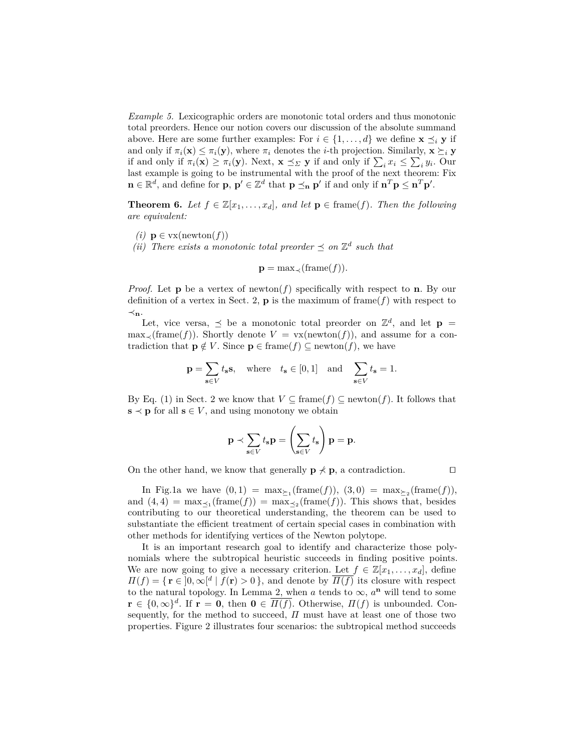*Example 5.* Lexicographic orders are monotonic total orders and thus monotonic total preorders. Hence our notion covers our discussion of the absolute summand above. Here are some further examples: For $i \in \{1, \dots, d\}$ we define $\mathbf{x} \preceq_i \mathbf{y}$ if and only if $\pi_i(\mathbf{x}) \leq \pi_i(\mathbf{y})$, where $\pi_i$ denotes the $i$-th projection. Similarly, $\mathbf{x} \succeq_i \mathbf{y}$ if and only if $\pi_i(\mathbf{x}) \geq \pi_i(\mathbf{y})$. Next, $\mathbf{x} \preceq_\Sigma \mathbf{y}$ if and only if $\sum_i x_i \leq \sum_i y_i$. Our last example is going to be instrumental with the proof of the next theorem: Fix $\mathbf{n} \in \mathbb{R}^d$, and define for $\mathbf{p}$, $\mathbf{p}' \in \mathbb{Z}^d$ that $\mathbf{p} \preceq_\mathbf{n} \mathbf{p}'$ if and only if $\mathbf{n}^T\mathbf{p} \leq \mathbf{n}^T\mathbf{p}'$.

**Theorem 6.** *Let $f \in \mathbb{Z}[x_1, \dots, x_d]$, and let $\mathbf{p} \in \operatorname{frame}(f)$. Then the following are equivalent:*

*(i)* $\mathbf{p} \in \operatorname{vx}(\operatorname{newton}(f))$
*(ii) There exists a monotonic total preorder $\preceq$ on $\mathbb{Z}^d$ such that*

$$\mathbf{p} = \max_\prec(\operatorname{frame}(f)).$$

*Proof.* Let $\mathbf{p}$ be a vertex of $\operatorname{newton}(f)$ specifically with respect to $\mathbf{n}$. By our definition of a vertex in Sect. 2, $\mathbf{p}$ is the maximum of $\operatorname{frame}(f)$ with respect to $\prec_\mathbf{n}$.

Let, vice versa, $\preceq$ be a monotonic total preorder on $\mathbb{Z}^d$, and let $\mathbf{p} = \max_\prec(\operatorname{frame}(f))$. Shortly denote $V = \operatorname{vx}(\operatorname{newton}(f))$, and assume for a contradiction that $\mathbf{p} \notin V$. Since $\mathbf{p} \in \operatorname{frame}(f) \subseteq \operatorname{newton}(f)$, we have

$$\mathbf{p} = \sum_{\mathbf{s} \in V} t_\mathbf{s}\mathbf{s}, \quad \text{where} \quad t_\mathbf{s} \in [0,1] \quad \text{and} \quad \sum_{\mathbf{s} \in V} t_\mathbf{s} = 1.$$

By Eq. (1) in Sect. 2 we know that $V \subseteq \operatorname{frame}(f) \subseteq \operatorname{newton}(f)$. It follows that $\mathbf{s} \prec \mathbf{p}$ for all $\mathbf{s} \in V$, and using monotony we obtain

$$\mathbf{p} \prec \sum_{\mathbf{s} \in V} t_\mathbf{s}\mathbf{p} = \left(\sum_{\mathbf{s} \in V} t_\mathbf{s}\right)\mathbf{p} = \mathbf{p}.$$

On the other hand, we know that generally $\mathbf{p} \not\prec \mathbf{p}$, a contradiction. ◻

In Fig.1a we have $(0, 1) = \max_{\succeq_1}(\operatorname{frame}(f))$, $(3, 0) = \max_{\succeq_2}(\operatorname{frame}(f))$, and $(4, 4) = \max_{\preceq_1}(\operatorname{frame}(f)) = \max_{\preceq_2}(\operatorname{frame}(f))$. This shows that, besides contributing to our theoretical understanding, the theorem can be used to substantiate the efficient treatment of certain special cases in combination with other methods for identifying vertices of the Newton polytope.

It is an important research goal to identify and characterize those polynomials where the subtropical heuristic succeeds in finding positive points. We are now going to give a necessary criterion. Let $f \in \mathbb{Z}[x_1, \dots, x_d]$, define $\Pi(f) = \{\, \mathbf{r} \in \,]0, \infty[^d \mid f(\mathbf{r}) > 0 \,\}$, and denote by $\overline{\Pi(f)}$ its closure with respect to the natural topology. In Lemma 2, when $a$ tends to $\infty$, $a^\mathbf{n}$ will tend to some $\mathbf{r} \in \{0, \infty\}^d$. If $\mathbf{r} = \mathbf{0}$, then $\mathbf{0} \in \overline{\Pi(f)}$. Otherwise, $\Pi(f)$ is unbounded. Consequently, for the method to succeed, $\Pi$ must have at least one of those two properties. Figure 2 illustrates four scenarios: the subtropical method succeeds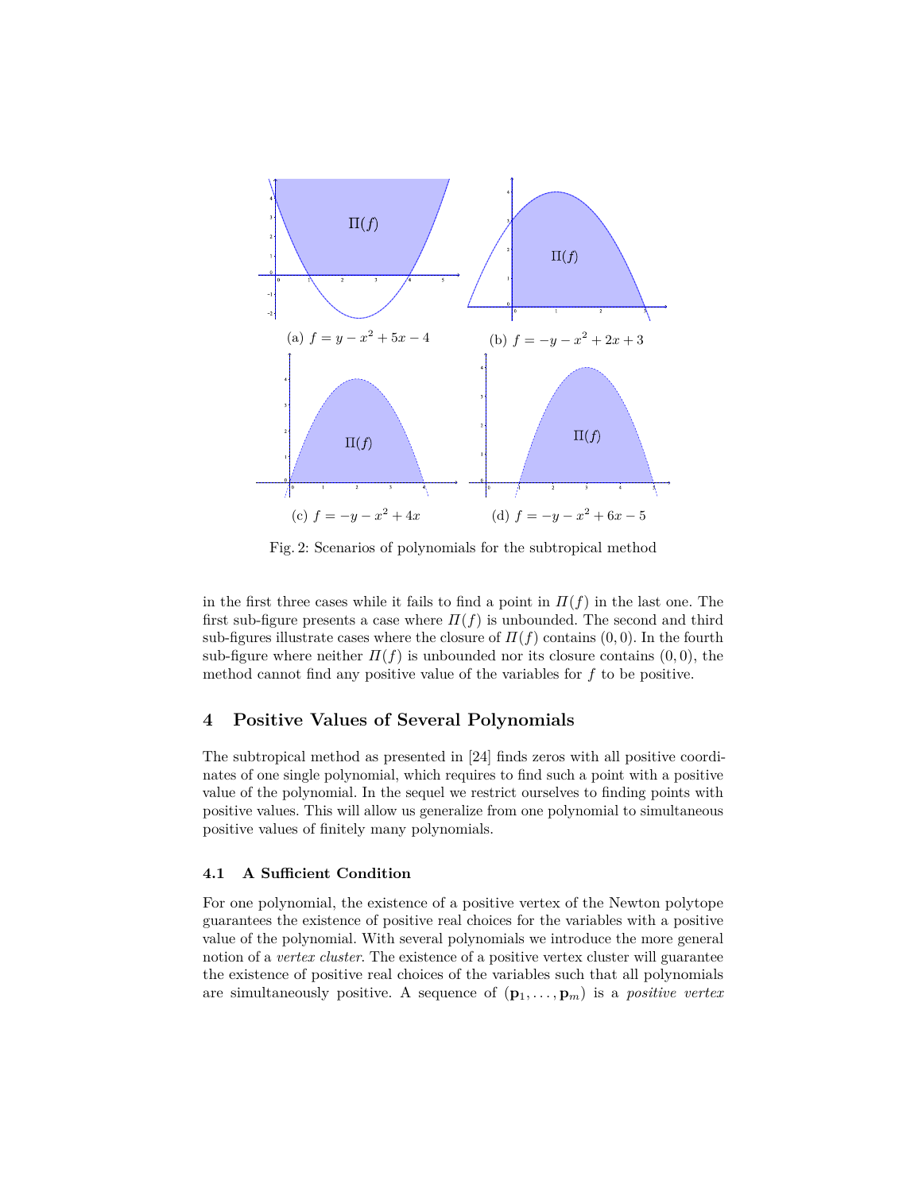(a) $f = y - x^2 + 5x - 4$

(b) $f = -y - x^2 + 2x + 3$

(c) $f = -y - x^2 + 4x$

(d) $f = -y - x^2 + 6x - 5$

Fig. 2: Scenarios of polynomials for the subtropical method

in the first three cases while it fails to find a point in $\Pi(f)$ in the last one. The first sub-figure presents a case where $\Pi(f)$ is unbounded. The second and third sub-figures illustrate cases where the closure of $\Pi(f)$ contains $(0, 0)$. In the fourth sub-figure where neither $\Pi(f)$ is unbounded nor its closure contains $(0, 0)$, the method cannot find any positive value of the variables for $f$ to be positive.

## 4 Positive Values of Several Polynomials

The subtropical method as presented in [24] finds zeros with all positive coordinates of one single polynomial, which requires to find such a point with a positive value of the polynomial. In the sequel we restrict ourselves to finding points with positive values. This will allow us generalize from one polynomial to simultaneous positive values of finitely many polynomials.

### 4.1 A Sufficient Condition

For one polynomial, the existence of a positive vertex of the Newton polytope guarantees the existence of positive real choices for the variables with a positive value of the polynomial. With several polynomials we introduce the more general notion of a *vertex cluster*. The existence of a positive vertex cluster will guarantee the existence of positive real choices of the variables such that all polynomials are simultaneously positive. A sequence of $(\mathbf{p}_1, \dots, \mathbf{p}_m)$ is a *positive vertex*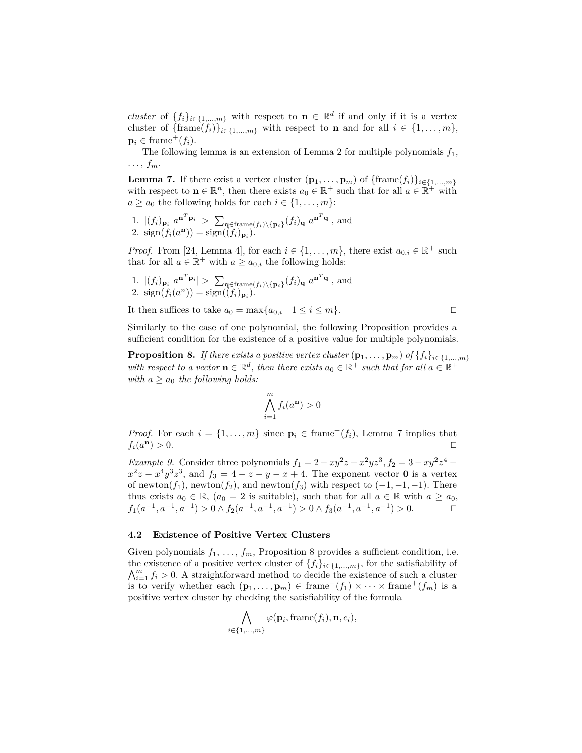*cluster* of $\{f_i\}_{i\in\{1,\ldots,m\}}$ with respect to $\mathbf{n} \in \mathbb{R}^d$ if and only if it is a vertex cluster of $\{\text{frame}(f_i)\}_{i\in\{1,\ldots,m\}}$ with respect to $\mathbf{n}$ and for all $i \in \{1,\ldots,m\}$, $\mathbf{p}_i \in \text{frame}^+(f_i)$.

The following lemma is an extension of Lemma 2 for multiple polynomials $f_1$, $\ldots$, $f_m$.

**Lemma 7.** If there exist a vertex cluster $(\mathbf{p}_1,\ldots,\mathbf{p}_m)$ of $\{\text{frame}(f_i)\}_{i\in\{1,\ldots,m\}}$ with respect to $\mathbf{n} \in \mathbb{R}^n$, then there exists $a_0 \in \mathbb{R}^+$ such that for all $a \in \mathbb{R}^+$ with $a \geq a_0$ the following holds for each $i \in \{1,\ldots,m\}$:

1. $|(f_i)_{\mathbf{p}_i}\ a^{\mathbf{n}^T\mathbf{p}_i}| > |\sum_{\mathbf{q}\in\text{frame}(f_i)\setminus\{\mathbf{p}_i\}}(f_i)_{\mathbf{q}}\ a^{\mathbf{n}^T\mathbf{q}}|$, and
2. $\text{sign}(f_i(a^{\mathbf{n}})) = \text{sign}((f_i)_{\mathbf{p}_i})$.

*Proof.* From [24, Lemma 4], for each $i \in \{1,\ldots,m\}$, there exist $a_{0,i} \in \mathbb{R}^+$ such that for all $a \in \mathbb{R}^+$ with $a \geq a_{0,i}$ the following holds:

1. $|(f_i)_{\mathbf{p}_i}\ a^{\mathbf{n}^T\mathbf{p}_i}| > |\sum_{\mathbf{q}\in\text{frame}(f_i)\setminus\{\mathbf{p}_i\}}(f_i)_{\mathbf{q}}\ a^{\mathbf{n}^T\mathbf{q}}|$, and
2. $\text{sign}(f_i(a^n)) = \text{sign}((f_i)_{\mathbf{p}_i})$.

It then suffices to take $a_0 = \max\{a_{0,i} \mid 1 \leq i \leq m\}$. ◻

Similarly to the case of one polynomial, the following Proposition provides a sufficient condition for the existence of a positive value for multiple polynomials.

**Proposition 8.** *If there exists a positive vertex cluster $(\mathbf{p}_1,\ldots,\mathbf{p}_m)$ of $\{f_i\}_{i\in\{1,\ldots,m\}}$ with respect to a vector $\mathbf{n} \in \mathbb{R}^d$, then there exists $a_0 \in \mathbb{R}^+$ such that for all $a \in \mathbb{R}^+$ with $a \geq a_0$ the following holds:*

$$\bigwedge_{i=1}^{m} f_i(a^{\mathbf{n}}) > 0$$

*Proof.* For each $i = \{1,\ldots,m\}$ since $\mathbf{p}_i \in \text{frame}^+(f_i)$, Lemma 7 implies that $f_i(a^{\mathbf{n}}) > 0$. ◻

*Example 9.* Consider three polynomials $f_1 = 2 - xy^2z + x^2yz^3$, $f_2 = 3 - xy^2z^4 - x^2z - x^4y^3z^3$, and $f_3 = 4 - z - y - x + 4$. The exponent vector $\mathbf{0}$ is a vertex of newton($f_1$), newton($f_2$), and newton($f_3$) with respect to $(-1,-1,-1)$. There thus exists $a_0 \in \mathbb{R}$, ($a_0 = 2$ is suitable), such that for all $a \in \mathbb{R}$ with $a \geq a_0$, $f_1(a^{-1},a^{-1},a^{-1}) > 0 \wedge f_2(a^{-1},a^{-1},a^{-1}) > 0 \wedge f_3(a^{-1},a^{-1},a^{-1}) > 0$. ◻

### 4.2 Existence of Positive Vertex Clusters

Given polynomials $f_1$, $\ldots$, $f_m$, Proposition 8 provides a sufficient condition, i.e. the existence of a positive vertex cluster of $\{f_i\}_{i\in\{1,\ldots,m\}}$, for the satisfiability of $\bigwedge_{i=1}^{m} f_i > 0$. A straightforward method to decide the existence of such a cluster is to verify whether each $(\mathbf{p}_1,\ldots,\mathbf{p}_m) \in \text{frame}^+(f_1)\times\cdots\times\text{frame}^+(f_m)$ is a positive vertex cluster by checking the satisfiability of the formula

$$\bigwedge_{i\in\{1,\ldots,m\}} \varphi(\mathbf{p}_i, \text{frame}(f_i), \mathbf{n}, c_i),$$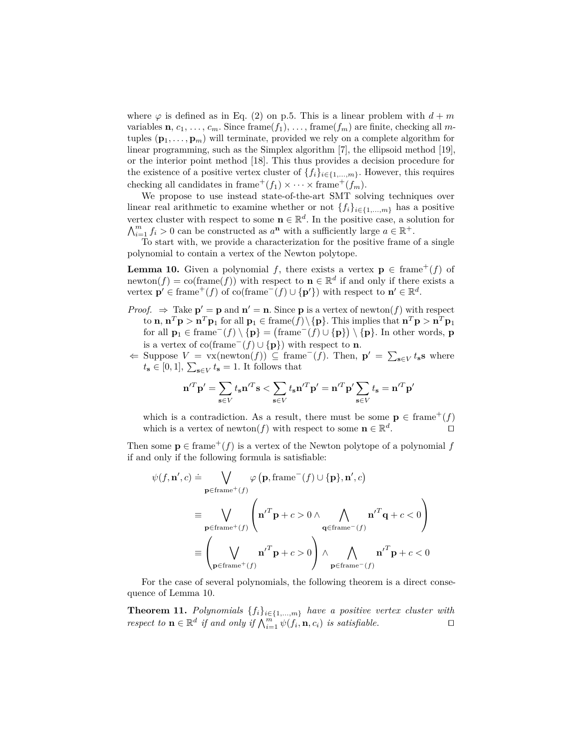where $\varphi$ is defined as in Eq. (2) on p.5. This is a linear problem with $d + m$ variables $\mathbf{n}$, $c_1, \ldots, c_m$. Since $\text{frame}(f_1), \ldots, \text{frame}(f_m)$ are finite, checking all $m$-tuples $(\mathbf{p}_1, \ldots, \mathbf{p}_m)$ will terminate, provided we rely on a complete algorithm for linear programming, such as the Simplex algorithm [7], the ellipsoid method [19], or the interior point method [18]. This thus provides a decision procedure for the existence of a positive vertex cluster of $\{f_i\}_{i \in \{1,\ldots,m\}}$. However, this requires checking all candidates in $\text{frame}^+(f_1) \times \cdots \times \text{frame}^+(f_m)$.

We propose to use instead state-of-the-art SMT solving techniques over linear real arithmetic to examine whether or not $\{f_i\}_{i \in \{1,\ldots,m\}}$ has a positive vertex cluster with respect to some $\mathbf{n} \in \mathbb{R}^d$. In the positive case, a solution for $\bigwedge_{i=1}^m f_i > 0$ can be constructed as $a^{\mathbf{n}}$ with a sufficiently large $a \in \mathbb{R}^+$.

To start with, we provide a characterization for the positive frame of a single polynomial to contain a vertex of the Newton polytope.

**Lemma 10.** Given a polynomial $f$, there exists a vertex $\mathbf{p} \in \text{frame}^+(f)$ of $\text{newton}(f) = \text{co}(\text{frame}(f))$ with respect to $\mathbf{n} \in \mathbb{R}^d$ if and only if there exists a vertex $\mathbf{p}' \in \text{frame}^+(f)$ of $\text{co}(\text{frame}^-(f) \cup \{\mathbf{p}'\})$ with respect to $\mathbf{n}' \in \mathbb{R}^d$.

*Proof.*
- $\Rightarrow$ Take $\mathbf{p}' = \mathbf{p}$ and $\mathbf{n}' = \mathbf{n}$. Since $\mathbf{p}$ is a vertex of $\text{newton}(f)$ with respect to $\mathbf{n}$, $\mathbf{n}^T\mathbf{p} > \mathbf{n}^T\mathbf{p}_1$ for all $\mathbf{p}_1 \in \text{frame}(f) \setminus \{\mathbf{p}\}$. This implies that $\mathbf{n}^T\mathbf{p} > \mathbf{n}^T\mathbf{p}_1$ for all $\mathbf{p}_1 \in \text{frame}^-(f) \setminus \{\mathbf{p}\} = \big(\text{frame}^-(f) \cup \{\mathbf{p}\}\big) \setminus \{\mathbf{p}\}$. In other words, $\mathbf{p}$ is a vertex of $\text{co}(\text{frame}^-(f) \cup \{\mathbf{p}\})$ with respect to $\mathbf{n}$.
- $\Leftarrow$ Suppose $V = \text{vx}(\text{newton}(f)) \subseteq \text{frame}^-(f)$. Then, $\mathbf{p}' = \sum_{\mathbf{s} \in V} t_{\mathbf{s}} \mathbf{s}$ where $t_{\mathbf{s}} \in [0, 1]$, $\sum_{\mathbf{s} \in V} t_{\mathbf{s}} = 1$. It follows that

$$\mathbf{n}'^T\mathbf{p}' = \sum_{\mathbf{s} \in V} t_{\mathbf{s}} \mathbf{n}'^T\mathbf{s} < \sum_{\mathbf{s} \in V} t_{\mathbf{s}} \mathbf{n}'^T\mathbf{p}' = \mathbf{n}'^T\mathbf{p}' \sum_{\mathbf{s} \in V} t_{\mathbf{s}} = \mathbf{n}'^T\mathbf{p}'$$

which is a contradiction. As a result, there must be some $\mathbf{p} \in \text{frame}^+(f)$ which is a vertex of $\text{newton}(f)$ with respect to some $\mathbf{n} \in \mathbb{R}^d$. $\square$

Then some $\mathbf{p} \in \text{frame}^+(f)$ is a vertex of the Newton polytope of a polynomial $f$ if and only if the following formula is satisfiable:

$$\begin{aligned}
\psi(f, \mathbf{n}', c) &\doteq \bigvee_{\mathbf{p} \in \text{frame}^+(f)} \varphi\left(\mathbf{p}, \text{frame}^-(f) \cup \{\mathbf{p}\}, \mathbf{n}', c\right) \\
&\equiv \bigvee_{\mathbf{p} \in \text{frame}^+(f)} \left( \mathbf{n}'^T\mathbf{p} + c > 0 \wedge \bigwedge_{\mathbf{q} \in \text{frame}^-(f)} \mathbf{n}'^T\mathbf{q} + c < 0 \right) \\
&\equiv \left( \bigvee_{\mathbf{p} \in \text{frame}^+(f)} \mathbf{n}'^T\mathbf{p} + c > 0 \right) \wedge \bigwedge_{\mathbf{p} \in \text{frame}^-(f)} \mathbf{n}'^T\mathbf{p} + c < 0
\end{aligned}$$

For the case of several polynomials, the following theorem is a direct consequence of Lemma 10.

**Theorem 11.** *Polynomials $\{f_i\}_{i \in \{1,\ldots,m\}}$ have a positive vertex cluster with respect to $\mathbf{n} \in \mathbb{R}^d$ if and only if $\bigwedge_{i=1}^m \psi(f_i, \mathbf{n}, c_i)$ is satisfiable.* $\square$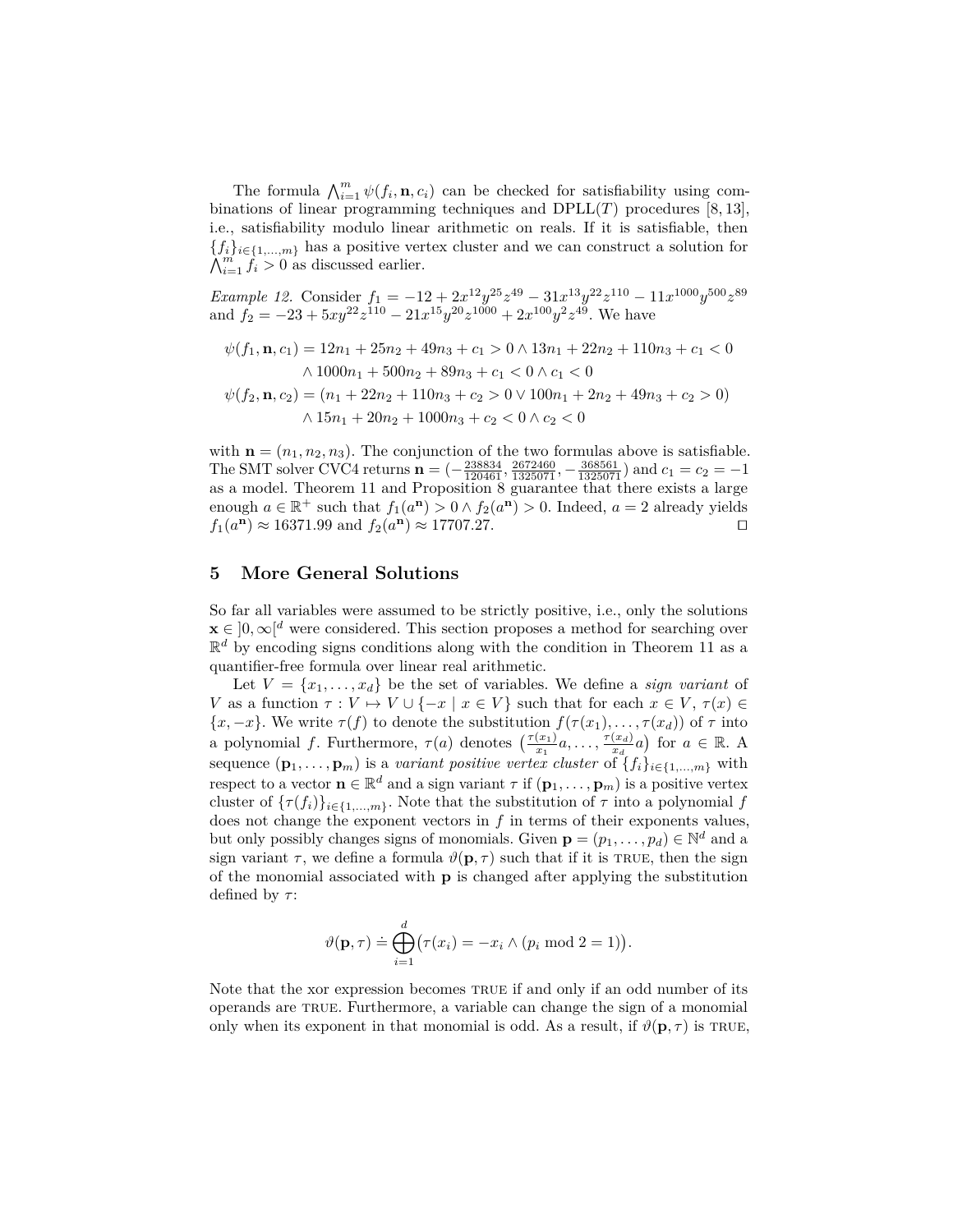The formula $\bigwedge_{i=1}^{m} \psi(f_i, \mathbf{n}, c_i)$ can be checked for satisfiability using combinations of linear programming techniques and DPLL($T$) procedures [8, 13], i.e., satisfiability modulo linear arithmetic on reals. If it is satisfiable, then $\{f_i\}_{i\in\{1,\ldots,m\}}$ has a positive vertex cluster and we can construct a solution for $\bigwedge_{i=1}^{m} f_i > 0$ as discussed earlier.

*Example 12.* Consider $f_1 = -12 + 2x^{12}y^{25}z^{49} - 31x^{13}y^{22}z^{110} - 11x^{1000}y^{500}z^{89}$ and $f_2 = -23 + 5xy^{22}z^{110} - 21x^{15}y^{20}z^{1000} + 2x^{100}y^{2}z^{49}$. We have

$$
\begin{aligned}
\psi(f_1, \mathbf{n}, c_1) &= 12n_1 + 25n_2 + 49n_3 + c_1 > 0 \wedge 13n_1 + 22n_2 + 110n_3 + c_1 < 0 \\
&\quad \wedge 1000n_1 + 500n_2 + 89n_3 + c_1 < 0 \wedge c_1 < 0 \\
\psi(f_2, \mathbf{n}, c_2) &= (n_1 + 22n_2 + 110n_3 + c_2 > 0 \vee 100n_1 + 2n_2 + 49n_3 + c_2 > 0) \\
&\quad \wedge 15n_1 + 20n_2 + 1000n_3 + c_2 < 0 \wedge c_2 < 0
\end{aligned}
$$

with $\mathbf{n} = (n_1, n_2, n_3)$. The conjunction of the two formulas above is satisfiable. The SMT solver CVC4 returns $\mathbf{n} = (-\frac{238834}{120461}, \frac{2672460}{1325071}, -\frac{368561}{1325071})$ and $c_1 = c_2 = -1$ as a model. Theorem 11 and Proposition 8 guarantee that there exists a large enough $a \in \mathbb{R}^+$ such that $f_1(a^{\mathbf{n}}) > 0 \wedge f_2(a^{\mathbf{n}}) > 0$. Indeed, $a = 2$ already yields $f_1(a^{\mathbf{n}}) \approx 16371.99$ and $f_2(a^{\mathbf{n}}) \approx 17707.27$. $\square$

## 5 More General Solutions

So far all variables were assumed to be strictly positive, i.e., only the solutions $\mathbf{x} \in \, ]0, \infty[^d$ were considered. This section proposes a method for searching over $\mathbb{R}^d$ by encoding signs conditions along with the condition in Theorem 11 as a quantifier-free formula over linear real arithmetic.

Let $V = \{x_1, \ldots, x_d\}$ be the set of variables. We define a *sign variant* of $V$ as a function $\tau : V \mapsto V \cup \{-x \mid x \in V\}$ such that for each $x \in V$, $\tau(x) \in \{x, -x\}$. We write $\tau(f)$ to denote the substitution $f(\tau(x_1), \ldots, \tau(x_d))$ of $\tau$ into a polynomial $f$. Furthermore, $\tau(a)$ denotes $\left(\frac{\tau(x_1)}{x_1}a, \ldots, \frac{\tau(x_d)}{x_d}a\right)$ for $a \in \mathbb{R}$. A sequence $(\mathbf{p}_1, \ldots, \mathbf{p}_m)$ is a *variant positive vertex cluster* of $\{f_i\}_{i\in\{1,\ldots,m\}}$ with respect to a vector $\mathbf{n} \in \mathbb{R}^d$ and a sign variant $\tau$ if $(\mathbf{p}_1, \ldots, \mathbf{p}_m)$ is a positive vertex cluster of $\{\tau(f_i)\}_{i\in\{1,\ldots,m\}}$. Note that the substitution of $\tau$ into a polynomial $f$ does not change the exponent vectors in $f$ in terms of their exponents values, but only possibly changes signs of monomials. Given $\mathbf{p} = (p_1, \ldots, p_d) \in \mathbb{N}^d$ and a sign variant $\tau$, we define a formula $\vartheta(\mathbf{p}, \tau)$ such that if it is TRUE, then the sign of the monomial associated with $\mathbf{p}$ is changed after applying the substitution defined by $\tau$:

$$
\vartheta(\mathbf{p}, \tau) \doteq \bigoplus_{i=1}^{d} \big(\tau(x_i) = -x_i \wedge (p_i \bmod 2 = 1)\big).
$$

Note that the xor expression becomes TRUE if and only if an odd number of its operands are TRUE. Furthermore, a variable can change the sign of a monomial only when its exponent in that monomial is odd. As a result, if $\vartheta(\mathbf{p}, \tau)$ is TRUE,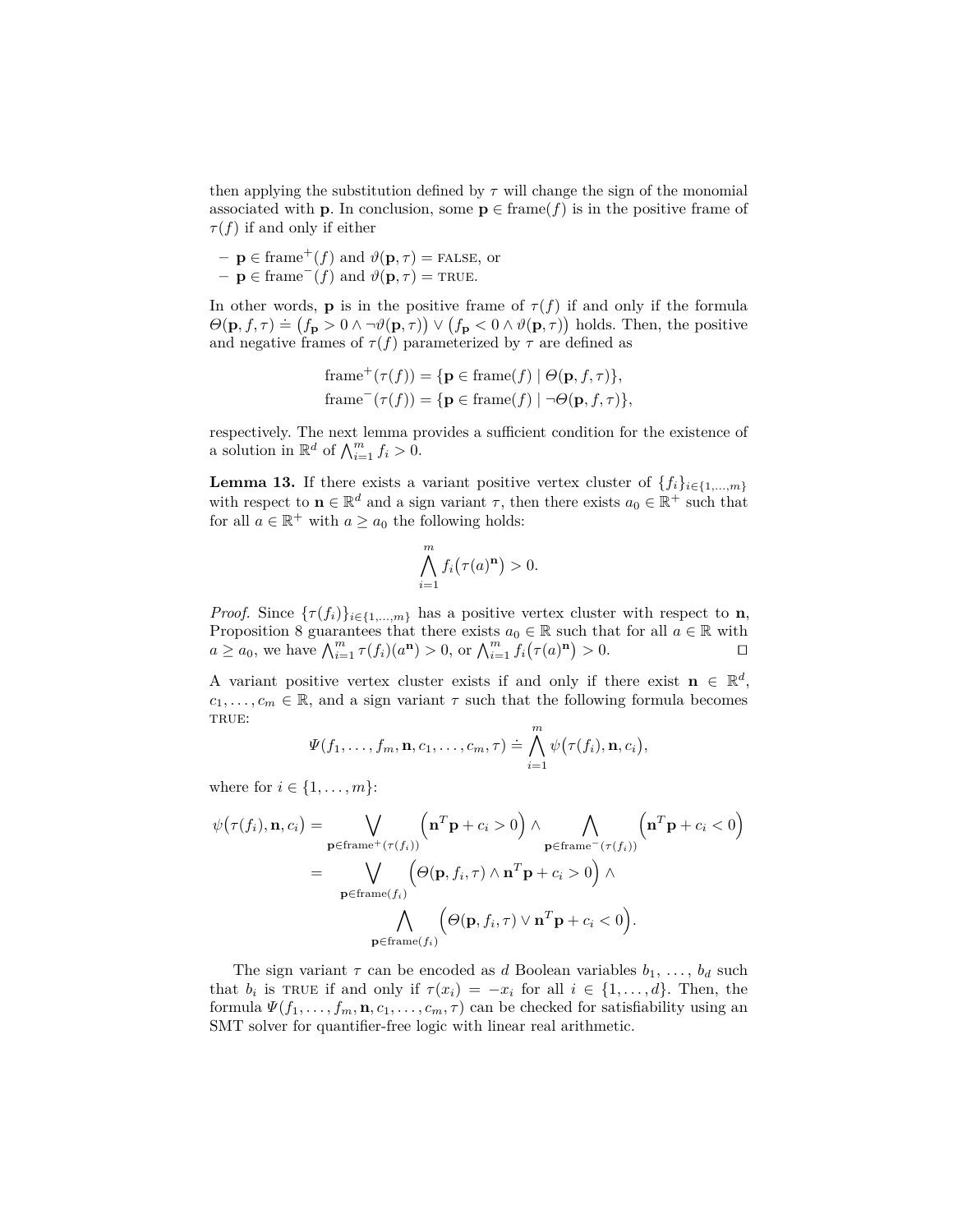then applying the substitution defined by $\tau$ will change the sign of the monomial associated with $\mathbf{p}$. In conclusion, some $\mathbf{p} \in \text{frame}(f)$ is in the positive frame of $\tau(f)$ if and only if either

- $\mathbf{p} \in \text{frame}^+(f)$ and $\vartheta(\mathbf{p}, \tau) = \text{FALSE}$, or
- $\mathbf{p} \in \text{frame}^-(f)$ and $\vartheta(\mathbf{p}, \tau) = \text{TRUE}$.

In other words, $\mathbf{p}$ is in the positive frame of $\tau(f)$ if and only if the formula $\Theta(\mathbf{p}, f, \tau) \doteq \big(f_{\mathbf{p}} > 0 \wedge \neg\vartheta(\mathbf{p}, \tau)\big) \vee \big(f_{\mathbf{p}} < 0 \wedge \vartheta(\mathbf{p}, \tau)\big)$ holds. Then, the positive and negative frames of $\tau(f)$ parameterized by $\tau$ are defined as

$$\text{frame}^+(\tau(f)) = \{\mathbf{p} \in \text{frame}(f) \mid \Theta(\mathbf{p}, f, \tau)\},$$
$$\text{frame}^-(\tau(f)) = \{\mathbf{p} \in \text{frame}(f) \mid \neg\Theta(\mathbf{p}, f, \tau)\},$$

respectively. The next lemma provides a sufficient condition for the existence of a solution in $\mathbb{R}^d$ of $\bigwedge_{i=1}^m f_i > 0$.

**Lemma 13.** If there exists a variant positive vertex cluster of $\{f_i\}_{i\in\{1,\dots,m\}}$ with respect to $\mathbf{n} \in \mathbb{R}^d$ and a sign variant $\tau$, then there exists $a_0 \in \mathbb{R}^+$ such that for all $a \in \mathbb{R}^+$ with $a \geq a_0$ the following holds:

$$\bigwedge_{i=1}^m f_i\big(\tau(a)^{\mathbf{n}}\big) > 0.$$

*Proof.* Since $\{\tau(f_i)\}_{i\in\{1,\dots,m\}}$ has a positive vertex cluster with respect to $\mathbf{n}$, Proposition 8 guarantees that there exists $a_0 \in \mathbb{R}$ such that for all $a \in \mathbb{R}$ with $a \geq a_0$, we have $\bigwedge_{i=1}^m \tau(f_i)(a^{\mathbf{n}}) > 0$, or $\bigwedge_{i=1}^m f_i\big(\tau(a)^{\mathbf{n}}\big) > 0$. ◻

A variant positive vertex cluster exists if and only if there exist $\mathbf{n} \in \mathbb{R}^d$, $c_1, \dots, c_m \in \mathbb{R}$, and a sign variant $\tau$ such that the following formula becomes TRUE:

$$\Psi(f_1, \dots, f_m, \mathbf{n}, c_1, \dots, c_m, \tau) \doteq \bigwedge_{i=1}^m \psi\big(\tau(f_i), \mathbf{n}, c_i\big),$$

where for $i \in \{1, \dots, m\}$:

$$\begin{aligned}
\psi\big(\tau(f_i), \mathbf{n}, c_i\big) &= \bigvee_{\mathbf{p}\in\text{frame}^+(\tau(f_i))} \Big(\mathbf{n}^T\mathbf{p} + c_i > 0\Big) \wedge \bigwedge_{\mathbf{p}\in\text{frame}^-(\tau(f_i))} \Big(\mathbf{n}^T\mathbf{p} + c_i < 0\Big) \\
&= \bigvee_{\mathbf{p}\in\text{frame}(f_i)} \Big(\Theta(\mathbf{p}, f_i, \tau) \wedge \mathbf{n}^T\mathbf{p} + c_i > 0\Big) \wedge \\
&\qquad \bigwedge_{\mathbf{p}\in\text{frame}(f_i)} \Big(\Theta(\mathbf{p}, f_i, \tau) \vee \mathbf{n}^T\mathbf{p} + c_i < 0\Big).
\end{aligned}$$

The sign variant $\tau$ can be encoded as $d$ Boolean variables $b_1, \dots, b_d$ such that $b_i$ is TRUE if and only if $\tau(x_i) = -x_i$ for all $i \in \{1, \dots, d\}$. Then, the formula $\Psi(f_1, \dots, f_m, \mathbf{n}, c_1, \dots, c_m, \tau)$ can be checked for satisfiability using an SMT solver for quantifier-free logic with linear real arithmetic.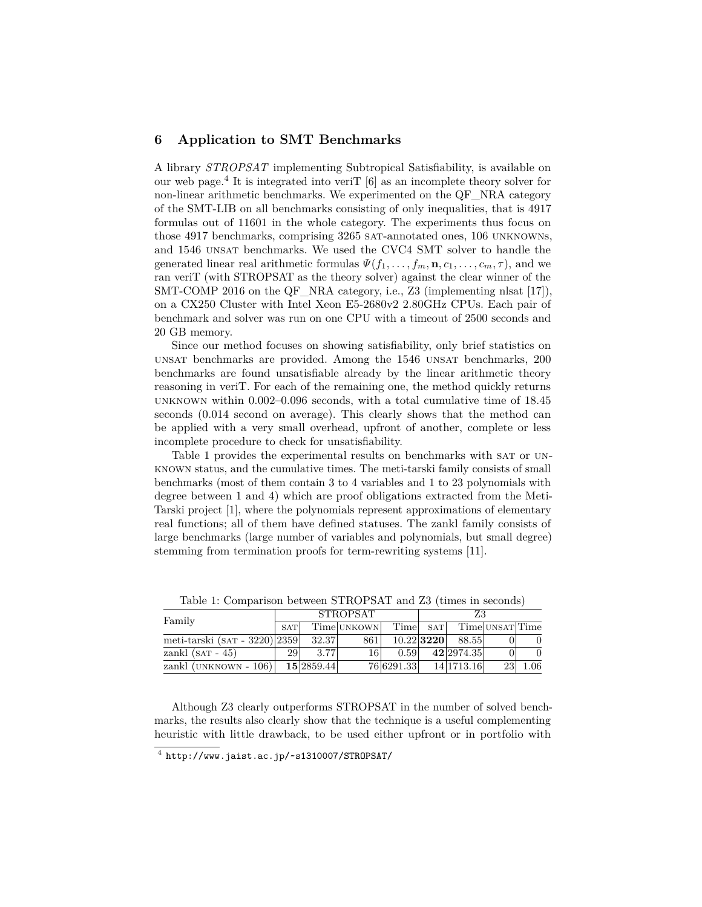## 6 Application to SMT Benchmarks

A library *STROPSAT* implementing Subtropical Satisfiability, is available on our web page.[4] It is integrated into veriT [6] as an incomplete theory solver for non-linear arithmetic benchmarks. We experimented on the QF_NRA category of the SMT-LIB on all benchmarks consisting of only inequalities, that is 4917 formulas out of 11601 in the whole category. The experiments thus focus on those 4917 benchmarks, comprising 3265 SAT-annotated ones, 106 UNKNOWNs, and 1546 UNSAT benchmarks. We used the CVC4 SMT solver to handle the generated linear real arithmetic formulas $\Psi(f_1, \ldots, f_m, \mathbf{n}, c_1, \ldots, c_m, \tau)$, and we ran veriT (with STROPSAT as the theory solver) against the clear winner of the SMT-COMP 2016 on the QF_NRA category, i.e., Z3 (implementing nlsat [17]), on a CX250 Cluster with Intel Xeon E5-2680v2 2.80GHz CPUs. Each pair of benchmark and solver was run on one CPU with a timeout of 2500 seconds and 20 GB memory.

Since our method focuses on showing satisfiability, only brief statistics on UNSAT benchmarks are provided. Among the 1546 UNSAT benchmarks, 200 benchmarks are found unsatisfiable already by the linear arithmetic theory reasoning in veriT. For each of the remaining one, the method quickly returns UNKNOWN within 0.002–0.096 seconds, with a total cumulative time of 18.45 seconds (0.014 second on average). This clearly shows that the method can be applied with a very small overhead, upfront of another, complete or less incomplete procedure to check for unsatisfiability.

Table 1 provides the experimental results on benchmarks with SAT or UNKNOWN status, and the cumulative times. The meti-tarski family consists of small benchmarks (most of them contain 3 to 4 variables and 1 to 23 polynomials with degree between 1 and 4) which are proof obligations extracted from the Meti-Tarski project [1], where the polynomials represent approximations of elementary real functions; all of them have defined statuses. The zankl family consists of large benchmarks (large number of variables and polynomials, but small degree) stemming from termination proofs for term-rewriting systems [11].

Table 1: Comparison between STROPSAT and Z3 (times in seconds)

| Family | STROPSAT | | | | Z3 | | | |
|---|---|---|---|---|---|---|---|---|
| | SAT | Time | UNKOWN | Time | SAT | Time | UNSAT | Time |
| meti-tarski (SAT - 3220) | 2359 | 32.37 | 861 | 10.22 | **3220** | 88.55 | 0 | 0 |
| zankl (SAT - 45) | 29 | 3.77 | 16 | 0.59 | **42** | 2974.35 | 0 | 0 |
| zankl (UNKNOWN - 106) | **15** | 2859.44 | 76 | 6291.33 | 14 | 1713.16 | 23 | 1.06 |

Although Z3 clearly outperforms STROPSAT in the number of solved benchmarks, the results also clearly show that the technique is a useful complementing heuristic with little drawback, to be used either upfront or in portfolio with

[4] http://www.jaist.ac.jp/~s1310007/STROPSAT/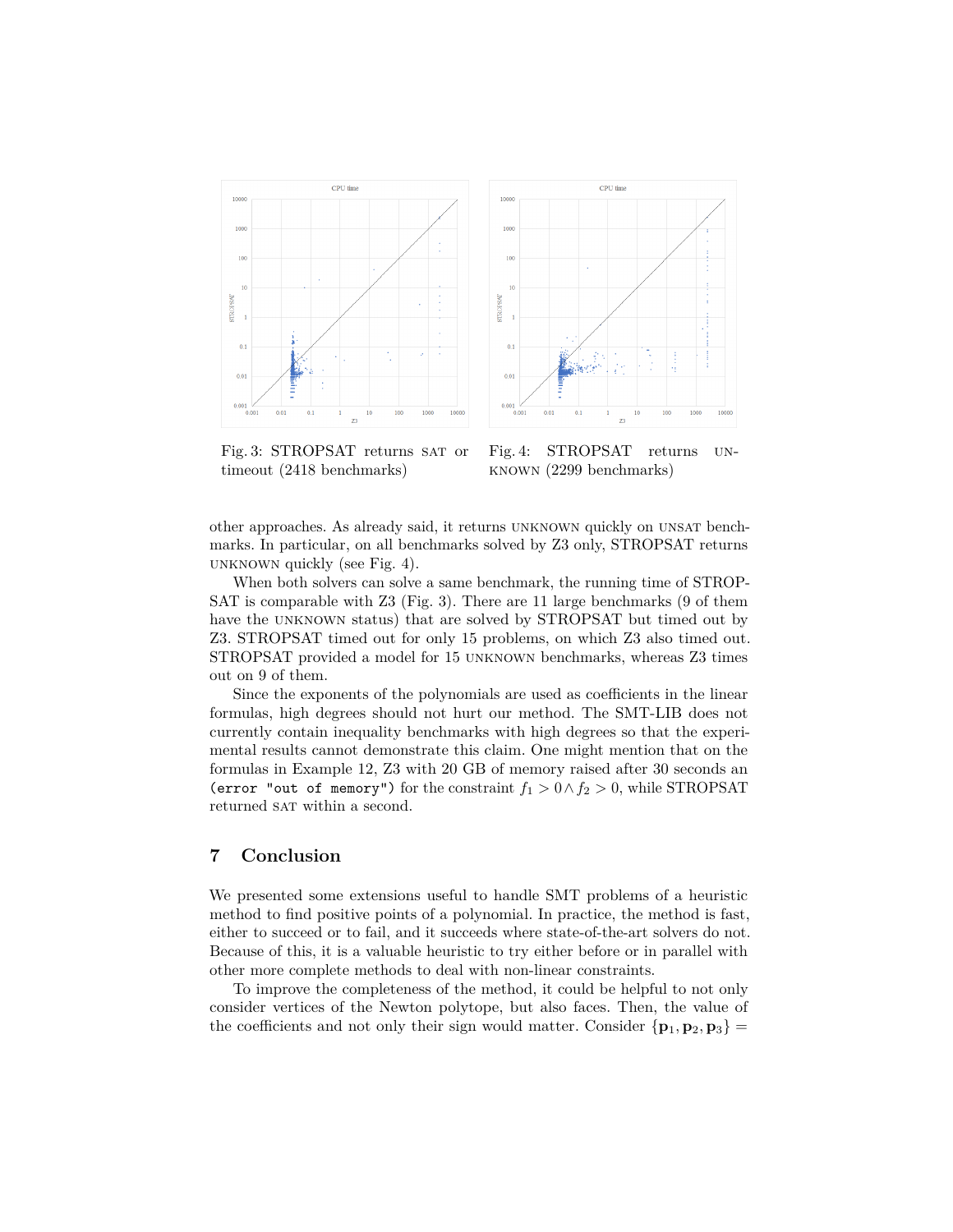Fig. 3: STROPSAT returns SAT or timeout (2418 benchmarks)

Fig. 4: STROPSAT returns UNKNOWN (2299 benchmarks)

other approaches. As already said, it returns UNKNOWN quickly on UNSAT benchmarks. In particular, on all benchmarks solved by Z3 only, STROPSAT returns UNKNOWN quickly (see Fig. 4).

When both solvers can solve a same benchmark, the running time of STROPSAT is comparable with Z3 (Fig. 3). There are 11 large benchmarks (9 of them have the UNKNOWN status) that are solved by STROPSAT but timed out by Z3. STROPSAT timed out for only 15 problems, on which Z3 also timed out. STROPSAT provided a model for 15 UNKNOWN benchmarks, whereas Z3 times out on 9 of them.

Since the exponents of the polynomials are used as coefficients in the linear formulas, high degrees should not hurt our method. The SMT-LIB does not currently contain inequality benchmarks with high degrees so that the experimental results cannot demonstrate this claim. One might mention that on the formulas in Example 12, Z3 with 20 GB of memory raised after 30 seconds an `(error "out of memory")` for the constraint $f_1 > 0 \wedge f_2 > 0$, while STROPSAT returned SAT within a second.

## 7 Conclusion

We presented some extensions useful to handle SMT problems of a heuristic method to find positive points of a polynomial. In practice, the method is fast, either to succeed or to fail, and it succeeds where state-of-the-art solvers do not. Because of this, it is a valuable heuristic to try either before or in parallel with other more complete methods to deal with non-linear constraints.

To improve the completeness of the method, it could be helpful to not only consider vertices of the Newton polytope, but also faces. Then, the value of the coefficients and not only their sign would matter. Consider $\{\mathbf{p}_1, \mathbf{p}_2, \mathbf{p}_3\} =$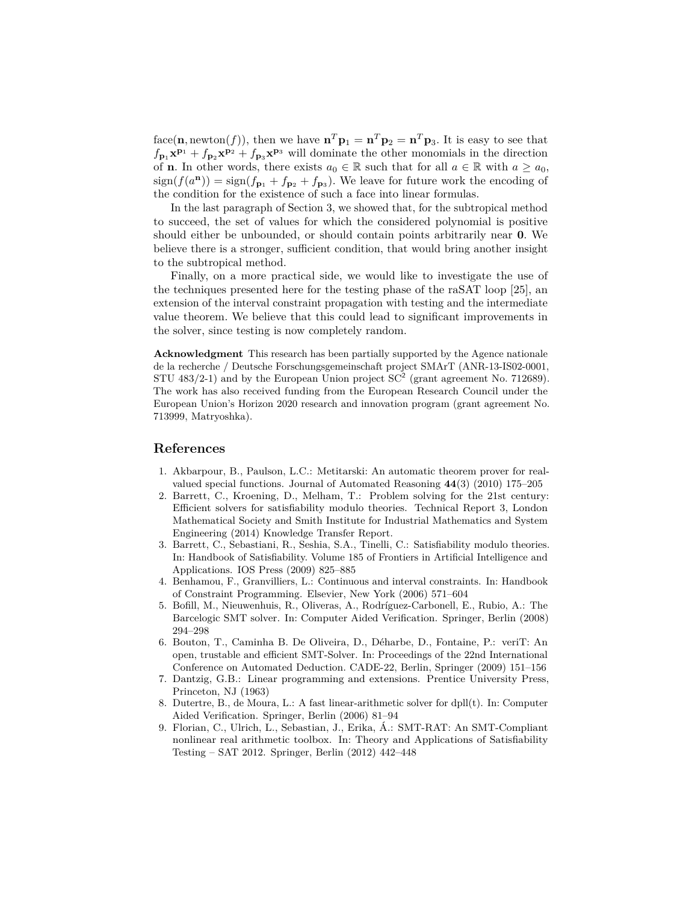face($\mathbf{n}$, newton($f$)), then we have $\mathbf{n}^T\mathbf{p}_1 = \mathbf{n}^T\mathbf{p}_2 = \mathbf{n}^T\mathbf{p}_3$. It is easy to see that $f_{\mathbf{p}_1}\mathbf{x}^{\mathbf{p}_1} + f_{\mathbf{p}_2}\mathbf{x}^{\mathbf{p}_2} + f_{\mathbf{p}_3}\mathbf{x}^{\mathbf{p}_3}$ will dominate the other monomials in the direction of $\mathbf{n}$. In other words, there exists $a_0 \in \mathbb{R}$ such that for all $a \in \mathbb{R}$ with $a \geq a_0$, $\mathrm{sign}(f(a^{\mathbf{n}})) = \mathrm{sign}(f_{\mathbf{p}_1} + f_{\mathbf{p}_2} + f_{\mathbf{p}_3})$. We leave for future work the encoding of the condition for the existence of such a face into linear formulas.

In the last paragraph of Section 3, we showed that, for the subtropical method to succeed, the set of values for which the considered polynomial is positive should either be unbounded, or should contain points arbitrarily near $\mathbf{0}$. We believe there is a stronger, sufficient condition, that would bring another insight to the subtropical method.

Finally, on a more practical side, we would like to investigate the use of the techniques presented here for the testing phase of the raSAT loop [25], an extension of the interval constraint propagation with testing and the intermediate value theorem. We believe that this could lead to significant improvements in the solver, since testing is now completely random.

**Acknowledgment** This research has been partially supported by the Agence nationale de la recherche / Deutsche Forschungsgemeinschaft project SMArT (ANR-13-IS02-0001, STU 483/2-1) and by the European Union project $\mathrm{SC}^2$ (grant agreement No. 712689). The work has also received funding from the European Research Council under the European Union's Horizon 2020 research and innovation program (grant agreement No. 713999, Matryoshka).

## References

1. Akbarpour, B., Paulson, L.C.: Metitarski: An automatic theorem prover for real-valued special functions. Journal of Automated Reasoning **44**(3) (2010) 175–205
2. Barrett, C., Kroening, D., Melham, T.: Problem solving for the 21st century: Efficient solvers for satisfiability modulo theories. Technical Report 3, London Mathematical Society and Smith Institute for Industrial Mathematics and System Engineering (2014) Knowledge Transfer Report.
3. Barrett, C., Sebastiani, R., Seshia, S.A., Tinelli, C.: Satisfiability modulo theories. In: Handbook of Satisfiability. Volume 185 of Frontiers in Artificial Intelligence and Applications. IOS Press (2009) 825–885
4. Benhamou, F., Granvilliers, L.: Continuous and interval constraints. In: Handbook of Constraint Programming. Elsevier, New York (2006) 571–604
5. Bofill, M., Nieuwenhuis, R., Oliveras, A., Rodríguez-Carbonell, E., Rubio, A.: The Barcelogic SMT solver. In: Computer Aided Verification. Springer, Berlin (2008) 294–298
6. Bouton, T., Caminha B. De Oliveira, D., Déharbe, D., Fontaine, P.: veriT: An open, trustable and efficient SMT-Solver. In: Proceedings of the 22nd International Conference on Automated Deduction. CADE-22, Berlin, Springer (2009) 151–156
7. Dantzig, G.B.: Linear programming and extensions. Prentice University Press, Princeton, NJ (1963)
8. Dutertre, B., de Moura, L.: A fast linear-arithmetic solver for dpll(t). In: Computer Aided Verification. Springer, Berlin (2006) 81–94
9. Florian, C., Ulrich, L., Sebastian, J., Erika, Á.: SMT-RAT: An SMT-Compliant nonlinear real arithmetic toolbox. In: Theory and Applications of Satisfiability Testing – SAT 2012. Springer, Berlin (2012) 442–448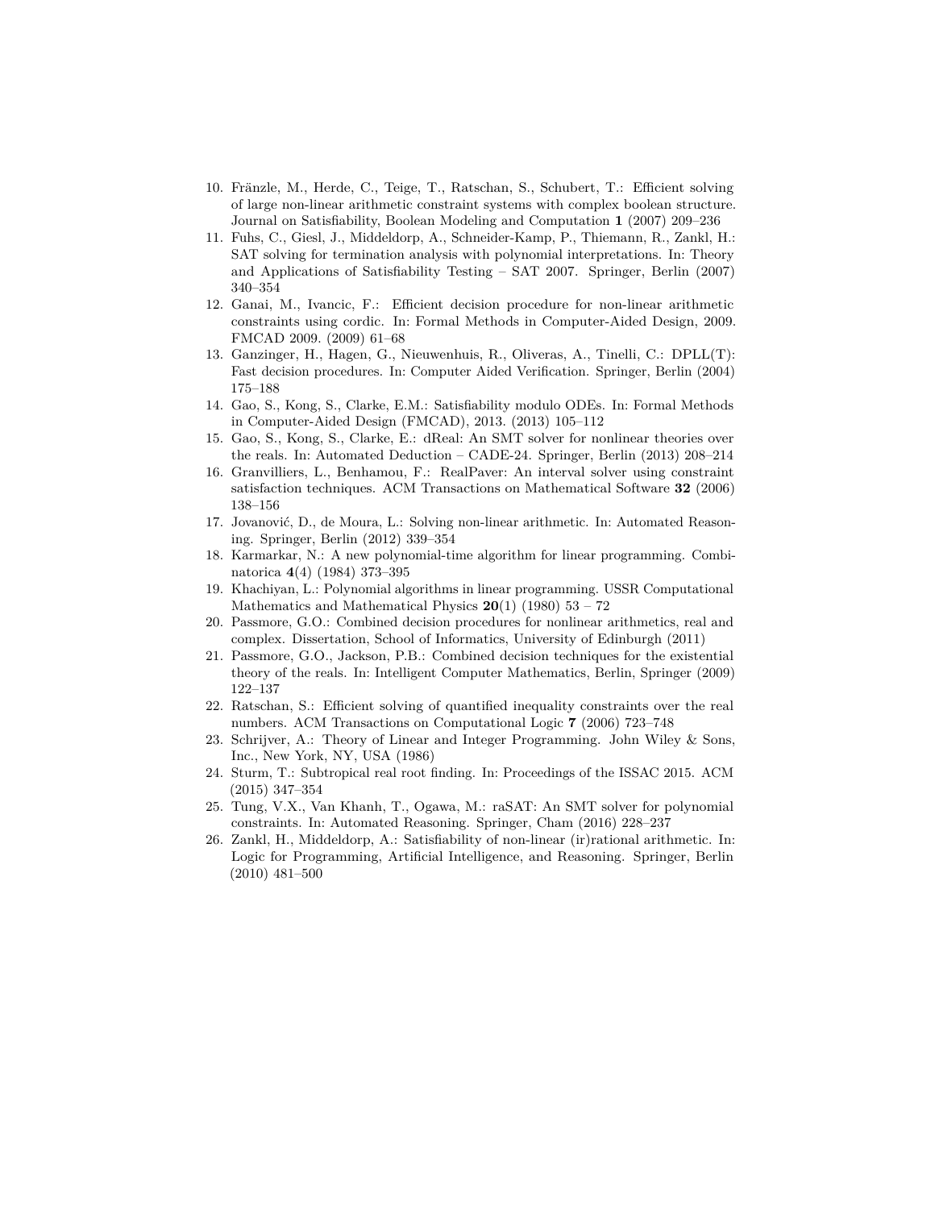10. Fränzle, M., Herde, C., Teige, T., Ratschan, S., Schubert, T.: Efficient solving of large non-linear arithmetic constraint systems with complex boolean structure. Journal on Satisfiability, Boolean Modeling and Computation **1** (2007) 209–236
11. Fuhs, C., Giesl, J., Middeldorp, A., Schneider-Kamp, P., Thiemann, R., Zankl, H.: SAT solving for termination analysis with polynomial interpretations. In: Theory and Applications of Satisfiability Testing – SAT 2007. Springer, Berlin (2007) 340–354
12. Ganai, M., Ivancic, F.: Efficient decision procedure for non-linear arithmetic constraints using cordic. In: Formal Methods in Computer-Aided Design, 2009. FMCAD 2009. (2009) 61–68
13. Ganzinger, H., Hagen, G., Nieuwenhuis, R., Oliveras, A., Tinelli, C.: DPLL(T): Fast decision procedures. In: Computer Aided Verification. Springer, Berlin (2004) 175–188
14. Gao, S., Kong, S., Clarke, E.M.: Satisfiability modulo ODEs. In: Formal Methods in Computer-Aided Design (FMCAD), 2013. (2013) 105–112
15. Gao, S., Kong, S., Clarke, E.: dReal: An SMT solver for nonlinear theories over the reals. In: Automated Deduction – CADE-24. Springer, Berlin (2013) 208–214
16. Granvilliers, L., Benhamou, F.: RealPaver: An interval solver using constraint satisfaction techniques. ACM Transactions on Mathematical Software **32** (2006) 138–156
17. Jovanović, D., de Moura, L.: Solving non-linear arithmetic. In: Automated Reasoning. Springer, Berlin (2012) 339–354
18. Karmarkar, N.: A new polynomial-time algorithm for linear programming. Combinatorica **4**(4) (1984) 373–395
19. Khachiyan, L.: Polynomial algorithms in linear programming. USSR Computational Mathematics and Mathematical Physics **20**(1) (1980) 53 – 72
20. Passmore, G.O.: Combined decision procedures for nonlinear arithmetics, real and complex. Dissertation, School of Informatics, University of Edinburgh (2011)
21. Passmore, G.O., Jackson, P.B.: Combined decision techniques for the existential theory of the reals. In: Intelligent Computer Mathematics, Berlin, Springer (2009) 122–137
22. Ratschan, S.: Efficient solving of quantified inequality constraints over the real numbers. ACM Transactions on Computational Logic **7** (2006) 723–748
23. Schrijver, A.: Theory of Linear and Integer Programming. John Wiley & Sons, Inc., New York, NY, USA (1986)
24. Sturm, T.: Subtropical real root finding. In: Proceedings of the ISSAC 2015. ACM (2015) 347–354
25. Tung, V.X., Van Khanh, T., Ogawa, M.: raSAT: An SMT solver for polynomial constraints. In: Automated Reasoning. Springer, Cham (2016) 228–237
26. Zankl, H., Middeldorp, A.: Satisfiability of non-linear (ir)rational arithmetic. In: Logic for Programming, Artificial Intelligence, and Reasoning. Springer, Berlin (2010) 481–500